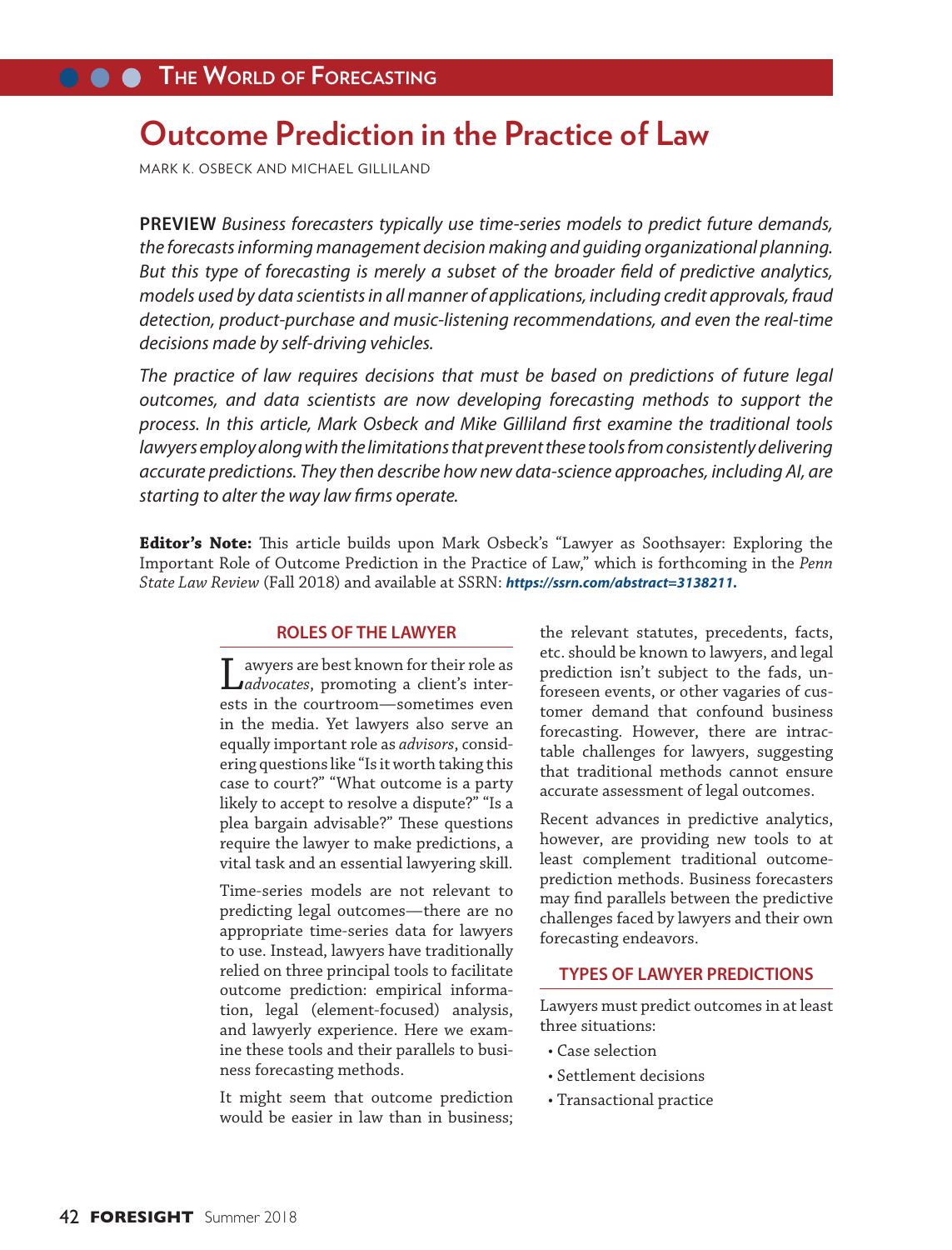# Outcome Prediction in the Practice of Law

MARK K. OSBECK AND MICHAEL GILLILAND

**PREVIEW** *Business forecasters typically use time-series models to predict future demands, the forecasts informing management decision making and guiding organizational planning. But this type of forecasting is merely a subset of the broader field of predictive analytics, models used by data scientists in all manner of applications, including credit approvals, fraud detection, product-purchase and music-listening recommendations, and even the real-time decisions made by self-driving vehicles.*

*The practice of law requires decisions that must be based on predictions of future legal outcomes, and data scientists are now developing forecasting methods to support the process. In this article, Mark Osbeck and Mike Gilliland first examine the traditional tools lawyers employ along with the limitations that prevent these tools from consistently delivering accurate predictions. They then describe how new data-science approaches, including AI, are starting to alter the way law firms operate.*

**Editor's Note:** This article builds upon Mark Osbeck's "Lawyer as Soothsayer: Exploring the Important Role of Outcome Prediction in the Practice of Law," which is forthcoming in the *Penn State Law Review* (Fall 2018) and available at SSRN: ***https://ssrn.com/abstract=3138211.***

## ROLES OF THE LAWYER

Lawyers are best known for their role as *advocates*, promoting a client's interests in the courtroom—sometimes even in the media. Yet lawyers also serve an equally important role as *advisors*, considering questions like "Is it worth taking this case to court?" "What outcome is a party likely to accept to resolve a dispute?" "Is a plea bargain advisable?" These questions require the lawyer to make predictions, a vital task and an essential lawyering skill.

Time-series models are not relevant to predicting legal outcomes—there are no appropriate time-series data for lawyers to use. Instead, lawyers have traditionally relied on three principal tools to facilitate outcome prediction: empirical information, legal (element-focused) analysis, and lawyerly experience. Here we examine these tools and their parallels to business forecasting methods.

It might seem that outcome prediction would be easier in law than in business; the relevant statutes, precedents, facts, etc. should be known to lawyers, and legal prediction isn't subject to the fads, unforeseen events, or other vagaries of customer demand that confound business forecasting. However, there are intractable challenges for lawyers, suggesting that traditional methods cannot ensure accurate assessment of legal outcomes.

Recent advances in predictive analytics, however, are providing new tools to at least complement traditional outcome-prediction methods. Business forecasters may find parallels between the predictive challenges faced by lawyers and their own forecasting endeavors.

## TYPES OF LAWYER PREDICTIONS

Lawyers must predict outcomes in at least three situations:

- Case selection
- Settlement decisions
- Transactional practice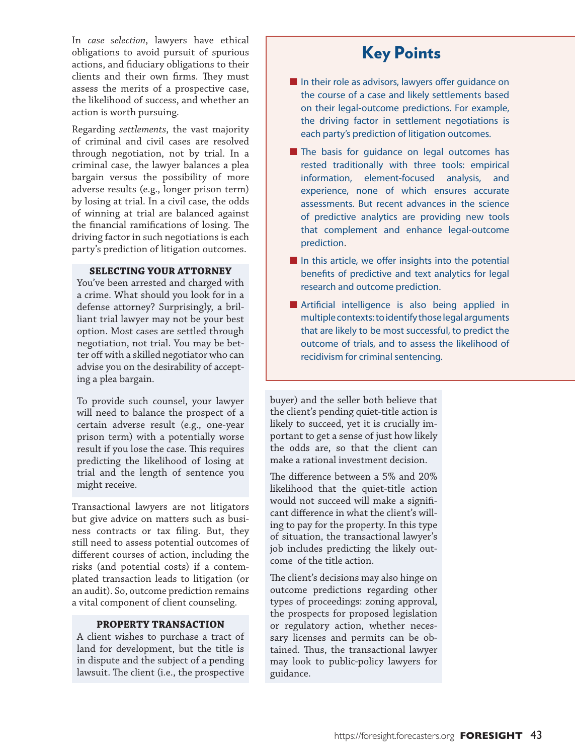In *case selection*, lawyers have ethical obligations to avoid pursuit of spurious actions, and fiduciary obligations to their clients and their own firms. They must assess the merits of a prospective case, the likelihood of success, and whether an action is worth pursuing.

Regarding *settlements*, the vast majority of criminal and civil cases are resolved through negotiation, not by trial. In a criminal case, the lawyer balances a plea bargain versus the possibility of more adverse results (e.g., longer prison term) by losing at trial. In a civil case, the odds of winning at trial are balanced against the financial ramifications of losing. The driving factor in such negotiations is each party's prediction of litigation outcomes.

## Key Points

- In their role as advisors, lawyers offer guidance on the course of a case and likely settlements based on their legal-outcome predictions. For example, the driving factor in settlement negotiations is each party's prediction of litigation outcomes.
- The basis for guidance on legal outcomes has rested traditionally with three tools: empirical information, element-focused analysis, and experience, none of which ensures accurate assessments. But recent advances in the science of predictive analytics are providing new tools that complement and enhance legal-outcome prediction.
- In this article, we offer insights into the potential benefits of predictive and text analytics for legal research and outcome prediction.
- Artificial intelligence is also being applied in multiple contexts: to identify those legal arguments that are likely to be most successful, to predict the outcome of trials, and to assess the likelihood of recidivism for criminal sentencing.

### SELECTING YOUR ATTORNEY

You've been arrested and charged with a crime. What should you look for in a defense attorney? Surprisingly, a brilliant trial lawyer may not be your best option. Most cases are settled through negotiation, not trial. You may be better off with a skilled negotiator who can advise you on the desirability of accepting a plea bargain.

To provide such counsel, your lawyer will need to balance the prospect of a certain adverse result (e.g., one-year prison term) with a potentially worse result if you lose the case. This requires predicting the likelihood of losing at trial and the length of sentence you might receive.

Transactional lawyers are not litigators but give advice on matters such as business contracts or tax filing. But, they still need to assess potential outcomes of different courses of action, including the risks (and potential costs) if a contemplated transaction leads to litigation (or an audit). So, outcome prediction remains a vital component of client counseling.

### PROPERTY TRANSACTION

A client wishes to purchase a tract of land for development, but the title is in dispute and the subject of a pending lawsuit. The client (i.e., the prospective buyer) and the seller both believe that the client's pending quiet-title action is likely to succeed, yet it is crucially important to get a sense of just how likely the odds are, so that the client can make a rational investment decision.

The difference between a 5% and 20% likelihood that the quiet-title action would not succeed will make a significant difference in what the client's willing to pay for the property. In this type of situation, the transactional lawyer's job includes predicting the likely outcome of the title action.

The client's decisions may also hinge on outcome predictions regarding other types of proceedings: zoning approval, the prospects for proposed legislation or regulatory action, whether necessary licenses and permits can be obtained. Thus, the transactional lawyer may look to public-policy lawyers for guidance.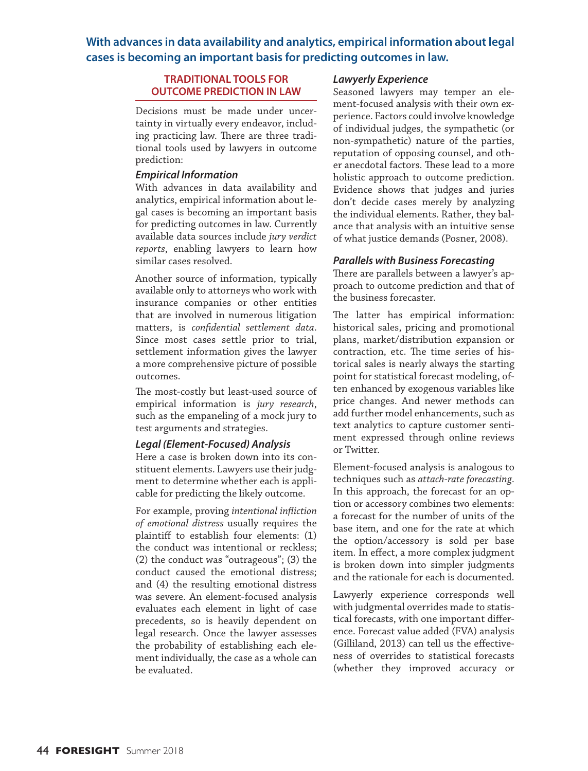**With advances in data availability and analytics, empirical information about legal cases is becoming an important basis for predicting outcomes in law.**

## TRADITIONAL TOOLS FOR OUTCOME PREDICTION IN LAW

Decisions must be made under uncertainty in virtually every endeavor, including practicing law. There are three traditional tools used by lawyers in outcome prediction:

### *Empirical Information*

With advances in data availability and analytics, empirical information about legal cases is becoming an important basis for predicting outcomes in law. Currently available data sources include *jury verdict reports*, enabling lawyers to learn how similar cases resolved.

Another source of information, typically available only to attorneys who work with insurance companies or other entities that are involved in numerous litigation matters, is *confidential settlement data*. Since most cases settle prior to trial, settlement information gives the lawyer a more comprehensive picture of possible outcomes.

The most-costly but least-used source of empirical information is *jury research*, such as the empaneling of a mock jury to test arguments and strategies.

### *Legal (Element-Focused) Analysis*

Here a case is broken down into its constituent elements. Lawyers use their judgment to determine whether each is applicable for predicting the likely outcome.

For example, proving *intentional infliction of emotional distress* usually requires the plaintiff to establish four elements: (1) the conduct was intentional or reckless; (2) the conduct was "outrageous"; (3) the conduct caused the emotional distress; and (4) the resulting emotional distress was severe. An element-focused analysis evaluates each element in light of case precedents, so is heavily dependent on legal research. Once the lawyer assesses the probability of establishing each element individually, the case as a whole can be evaluated.

### *Lawyerly Experience*

Seasoned lawyers may temper an element-focused analysis with their own experience. Factors could involve knowledge of individual judges, the sympathetic (or non-sympathetic) nature of the parties, reputation of opposing counsel, and other anecdotal factors. These lead to a more holistic approach to outcome prediction. Evidence shows that judges and juries don't decide cases merely by analyzing the individual elements. Rather, they balance that analysis with an intuitive sense of what justice demands (Posner, 2008).

### *Parallels with Business Forecasting*

There are parallels between a lawyer's approach to outcome prediction and that of the business forecaster.

The latter has empirical information: historical sales, pricing and promotional plans, market/distribution expansion or contraction, etc. The time series of historical sales is nearly always the starting point for statistical forecast modeling, often enhanced by exogenous variables like price changes. And newer methods can add further model enhancements, such as text analytics to capture customer sentiment expressed through online reviews or Twitter.

Element-focused analysis is analogous to techniques such as *attach-rate forecasting*. In this approach, the forecast for an option or accessory combines two elements: a forecast for the number of units of the base item, and one for the rate at which the option/accessory is sold per base item. In effect, a more complex judgment is broken down into simpler judgments and the rationale for each is documented.

Lawyerly experience corresponds well with judgmental overrides made to statistical forecasts, with one important difference. Forecast value added (FVA) analysis (Gilliland, 2013) can tell us the effectiveness of overrides to statistical forecasts (whether they improved accuracy or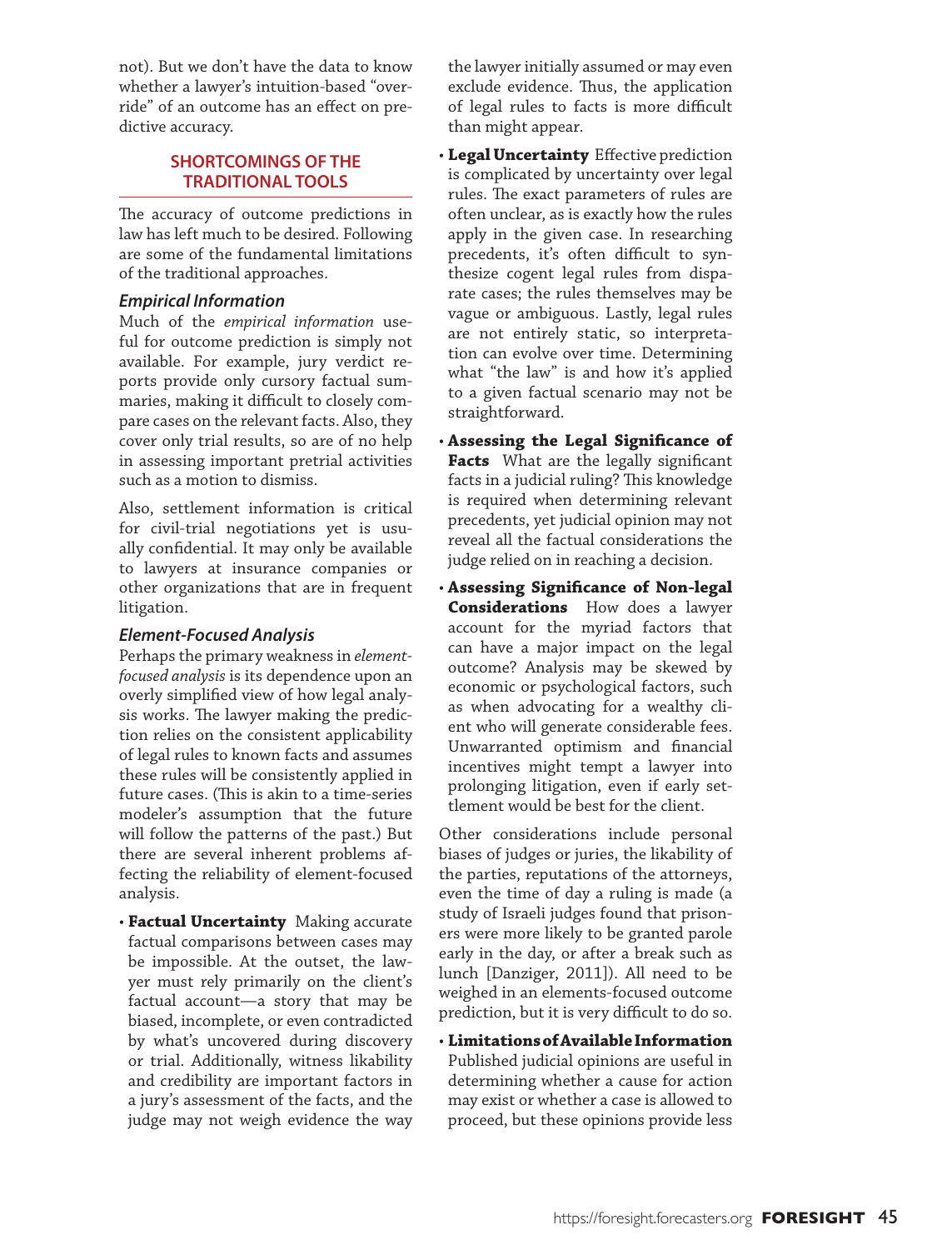not). But we don't have the data to know whether a lawyer's intuition-based "override" of an outcome has an effect on predictive accuracy.

## SHORTCOMINGS OF THE TRADITIONAL TOOLS

The accuracy of outcome predictions in law has left much to be desired. Following are some of the fundamental limitations of the traditional approaches.

### *Empirical Information*

Much of the *empirical information* useful for outcome prediction is simply not available. For example, jury verdict reports provide only cursory factual summaries, making it difficult to closely compare cases on the relevant facts. Also, they cover only trial results, so are of no help in assessing important pretrial activities such as a motion to dismiss.

Also, settlement information is critical for civil-trial negotiations yet is usually confidential. It may only be available to lawyers at insurance companies or other organizations that are in frequent litigation.

### *Element-Focused Analysis*

Perhaps the primary weakness in *element-focused analysis* is its dependence upon an overly simplified view of how legal analysis works. The lawyer making the prediction relies on the consistent applicability of legal rules to known facts and assumes these rules will be consistently applied in future cases. (This is akin to a time-series modeler's assumption that the future will follow the patterns of the past.) But there are several inherent problems affecting the reliability of element-focused analysis.

- **Factual Uncertainty** Making accurate factual comparisons between cases may be impossible. At the outset, the lawyer must rely primarily on the client's factual account—a story that may be biased, incomplete, or even contradicted by what's uncovered during discovery or trial. Additionally, witness likability and credibility are important factors in a jury's assessment of the facts, and the judge may not weigh evidence the way the lawyer initially assumed or may even exclude evidence. Thus, the application of legal rules to facts is more difficult than might appear.
- **Legal Uncertainty** Effective prediction is complicated by uncertainty over legal rules. The exact parameters of rules are often unclear, as is exactly how the rules apply in the given case. In researching precedents, it's often difficult to synthesize cogent legal rules from disparate cases; the rules themselves may be vague or ambiguous. Lastly, legal rules are not entirely static, so interpretation can evolve over time. Determining what "the law" is and how it's applied to a given factual scenario may not be straightforward.
- **Assessing the Legal Significance of Facts** What are the legally significant facts in a judicial ruling? This knowledge is required when determining relevant precedents, yet judicial opinion may not reveal all the factual considerations the judge relied on in reaching a decision.
- **Assessing Significance of Non-legal Considerations** How does a lawyer account for the myriad factors that can have a major impact on the legal outcome? Analysis may be skewed by economic or psychological factors, such as when advocating for a wealthy client who will generate considerable fees. Unwarranted optimism and financial incentives might tempt a lawyer into prolonging litigation, even if early settlement would be best for the client.

Other considerations include personal biases of judges or juries, the likability of the parties, reputations of the attorneys, even the time of day a ruling is made (a study of Israeli judges found that prisoners were more likely to be granted parole early in the day, or after a break such as lunch [Danziger, 2011]). All need to be weighed in an elements-focused outcome prediction, but it is very difficult to do so.

- **Limitations of Available Information** Published judicial opinions are useful in determining whether a cause for action may exist or whether a case is allowed to proceed, but these opinions provide less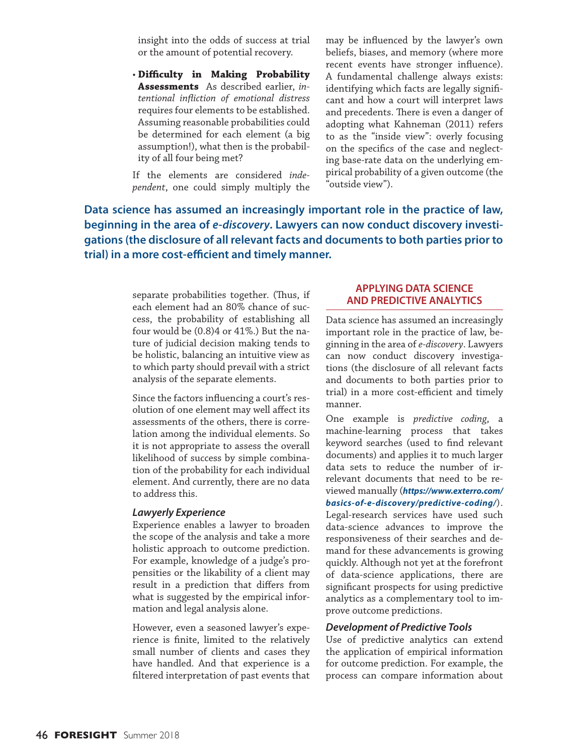insight into the odds of success at trial or the amount of potential recovery.

- **Difficulty in Making Probability Assessments** As described earlier, *intentional infliction of emotional distress* requires four elements to be established. Assuming reasonable probabilities could be determined for each element (a big assumption!), what then is the probability of all four being met?

If the elements are considered *independent*, one could simply multiply the separate probabilities together. (Thus, if each element had an 80% chance of success, the probability of establishing all four would be $(0.8)^4$ or 41%.) But the nature of judicial decision making tends to be holistic, balancing an intuitive view as to which party should prevail with a strict analysis of the separate elements.

Since the factors influencing a court's resolution of one element may well affect its assessments of the others, there is correlation among the individual elements. So it is not appropriate to assess the overall likelihood of success by simple combination of the probability for each individual element. And currently, there are no data to address this.

### *Lawyerly Experience*

Experience enables a lawyer to broaden the scope of the analysis and take a more holistic approach to outcome prediction. For example, knowledge of a judge's propensities or the likability of a client may result in a prediction that differs from what is suggested by the empirical information and legal analysis alone.

However, even a seasoned lawyer's experience is finite, limited to the relatively small number of clients and cases they have handled. And that experience is a filtered interpretation of past events that may be influenced by the lawyer's own beliefs, biases, and memory (where more recent events have stronger influence). A fundamental challenge always exists: identifying which facts are legally significant and how a court will interpret laws and precedents. There is even a danger of adopting what Kahneman (2011) refers to as the "inside view": overly focusing on the specifics of the case and neglecting base-rate data on the underlying empirical probability of a given outcome (the "outside view").

**Data science has assumed an increasingly important role in the practice of law, beginning in the area of *e-discovery*. Lawyers can now conduct discovery investigations (the disclosure of all relevant facts and documents to both parties prior to trial) in a more cost-efficient and timely manner.**

## APPLYING DATA SCIENCE AND PREDICTIVE ANALYTICS

Data science has assumed an increasingly important role in the practice of law, beginning in the area of *e-discovery*. Lawyers can now conduct discovery investigations (the disclosure of all relevant facts and documents to both parties prior to trial) in a more cost-efficient and timely manner.

One example is *predictive coding*, a machine-learning process that takes keyword searches (used to find relevant documents) and applies it to much larger data sets to reduce the number of irrelevant documents that need to be reviewed manually (***https://www.exterro.com/basics-of-e-discovery/predictive-coding/***). Legal-research services have used such data-science advances to improve the responsiveness of their searches and demand for these advancements is growing quickly. Although not yet at the forefront of data-science applications, there are significant prospects for using predictive analytics as a complementary tool to improve outcome predictions.

### *Development of Predictive Tools*

Use of predictive analytics can extend the application of empirical information for outcome prediction. For example, the process can compare information about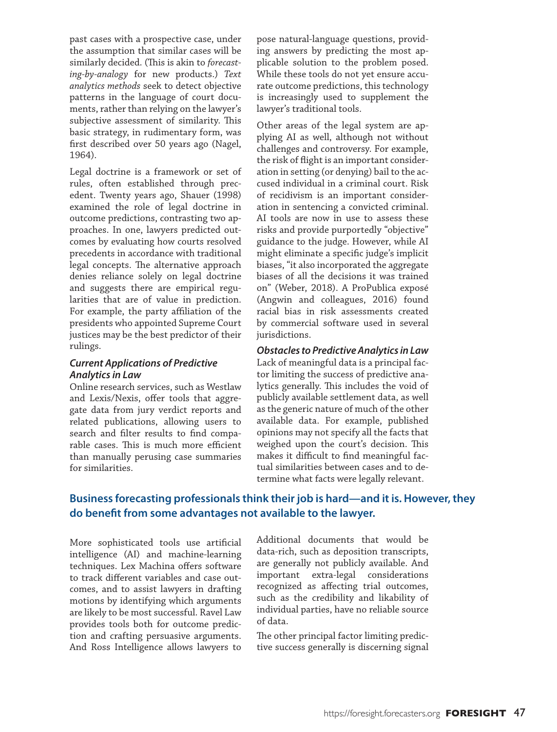past cases with a prospective case, under the assumption that similar cases will be similarly decided. (This is akin to *forecasting-by-analogy* for new products.) *Text analytics methods* seek to detect objective patterns in the language of court documents, rather than relying on the lawyer's subjective assessment of similarity. This basic strategy, in rudimentary form, was first described over 50 years ago (Nagel, 1964).

Legal doctrine is a framework or set of rules, often established through precedent. Twenty years ago, Shauer (1998) examined the role of legal doctrine in outcome predictions, contrasting two approaches. In one, lawyers predicted outcomes by evaluating how courts resolved precedents in accordance with traditional legal concepts. The alternative approach denies reliance solely on legal doctrine and suggests there are empirical regularities that are of value in prediction. For example, the party affiliation of the presidents who appointed Supreme Court justices may be the best predictor of their rulings.

### *Current Applications of Predictive Analytics in Law*

Online research services, such as Westlaw and Lexis/Nexis, offer tools that aggregate data from jury verdict reports and related publications, allowing users to search and filter results to find comparable cases. This is much more efficient than manually perusing case summaries for similarities.

More sophisticated tools use artificial intelligence (AI) and machine-learning techniques. Lex Machina offers software to track different variables and case outcomes, and to assist lawyers in drafting motions by identifying which arguments are likely to be most successful. Ravel Law provides tools both for outcome prediction and crafting persuasive arguments. And Ross Intelligence allows lawyers to pose natural-language questions, providing answers by predicting the most applicable solution to the problem posed. While these tools do not yet ensure accurate outcome predictions, this technology is increasingly used to supplement the lawyer's traditional tools.

Other areas of the legal system are applying AI as well, although not without challenges and controversy. For example, the risk of flight is an important consideration in setting (or denying) bail to the accused individual in a criminal court. Risk of recidivism is an important consideration in sentencing a convicted criminal. AI tools are now in use to assess these risks and provide purportedly "objective" guidance to the judge. However, while AI might eliminate a specific judge's implicit biases, "it also incorporated the aggregate biases of all the decisions it was trained on" (Weber, 2018). A ProPublica exposé (Angwin and colleagues, 2016) found racial bias in risk assessments created by commercial software used in several jurisdictions.

### *Obstacles to Predictive Analytics in Law*

Lack of meaningful data is a principal factor limiting the success of predictive analytics generally. This includes the void of publicly available settlement data, as well as the generic nature of much of the other available data. For example, published opinions may not specify all the facts that weighed upon the court's decision. This makes it difficult to find meaningful factual similarities between cases and to determine what facts were legally relevant.

**Business forecasting professionals think their job is hard—and it is. However, they do benefit from some advantages not available to the lawyer.**

Additional documents that would be data-rich, such as deposition transcripts, are generally not publicly available. And important extra-legal considerations recognized as affecting trial outcomes, such as the credibility and likability of individual parties, have no reliable source of data.

The other principal factor limiting predictive success generally is discerning signal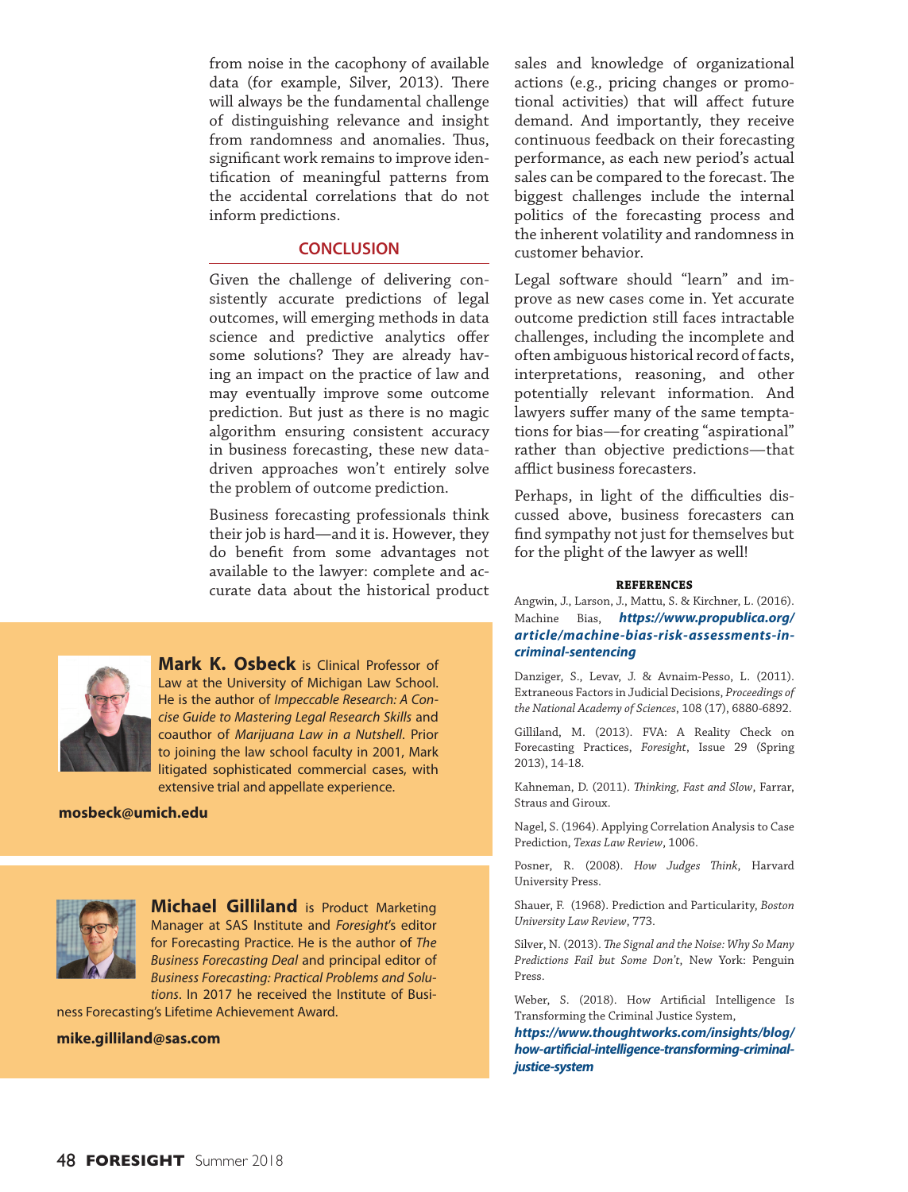from noise in the cacophony of available data (for example, Silver, 2013). There will always be the fundamental challenge of distinguishing relevance and insight from randomness and anomalies. Thus, significant work remains to improve identification of meaningful patterns from the accidental correlations that do not inform predictions.

## CONCLUSION

Given the challenge of delivering consistently accurate predictions of legal outcomes, will emerging methods in data science and predictive analytics offer some solutions? They are already having an impact on the practice of law and may eventually improve some outcome prediction. But just as there is no magic algorithm ensuring consistent accuracy in business forecasting, these new data-driven approaches won't entirely solve the problem of outcome prediction.

Business forecasting professionals think their job is hard—and it is. However, they do benefit from some advantages not available to the lawyer: complete and accurate data about the historical product sales and knowledge of organizational actions (e.g., pricing changes or promotional activities) that will affect future demand. And importantly, they receive continuous feedback on their forecasting performance, as each new period's actual sales can be compared to the forecast. The biggest challenges include the internal politics of the forecasting process and the inherent volatility and randomness in customer behavior.

Legal software should "learn" and improve as new cases come in. Yet accurate outcome prediction still faces intractable challenges, including the incomplete and often ambiguous historical record of facts, interpretations, reasoning, and other potentially relevant information. And lawyers suffer many of the same temptations for bias—for creating "aspirational" rather than objective predictions—that afflict business forecasters.

Perhaps, in light of the difficulties discussed above, business forecasters can find sympathy not just for themselves but for the plight of the lawyer as well!

**Mark K. Osbeck** is Clinical Professor of Law at the University of Michigan Law School. He is the author of *Impeccable Research: A Concise Guide to Mastering Legal Research Skills* and coauthor of *Marijuana Law in a Nutshell*. Prior to joining the law school faculty in 2001, Mark litigated sophisticated commercial cases, with extensive trial and appellate experience.

**mosbeck@umich.edu**

**Michael Gilliland** is Product Marketing Manager at SAS Institute and *Foresight*'s editor for Forecasting Practice. He is the author of *The Business Forecasting Deal* and principal editor of *Business Forecasting: Practical Problems and Solutions*. In 2017 he received the Institute of Business Forecasting's Lifetime Achievement Award.

**mike.gilliland@sas.com**

### REFERENCES

Angwin, J., Larson, J., Mattu, S. & Kirchner, L. (2016). Machine Bias, ***https://www.propublica.org/article/machine-bias-risk-assessments-in-criminal-sentencing***

Danziger, S., Levav, J. & Avnaim-Pesso, L. (2011). Extraneous Factors in Judicial Decisions, *Proceedings of the National Academy of Sciences*, 108 (17), 6880-6892.

Gilliland, M. (2013). FVA: A Reality Check on Forecasting Practices, *Foresight*, Issue 29 (Spring 2013), 14-18.

Kahneman, D. (2011). *Thinking, Fast and Slow*, Farrar, Straus and Giroux.

Nagel, S. (1964). Applying Correlation Analysis to Case Prediction, *Texas Law Review*, 1006.

Posner, R. (2008). *How Judges Think*, Harvard University Press.

Shauer, F. (1968). Prediction and Particularity, *Boston University Law Review*, 773.

Silver, N. (2013). *The Signal and the Noise: Why So Many Predictions Fail but Some Don't*, New York: Penguin Press.

Weber, S. (2018). How Artificial Intelligence Is Transforming the Criminal Justice System, ***https://www.thoughtworks.com/insights/blog/how-artificial-intelligence-transforming-criminal-justice-system***